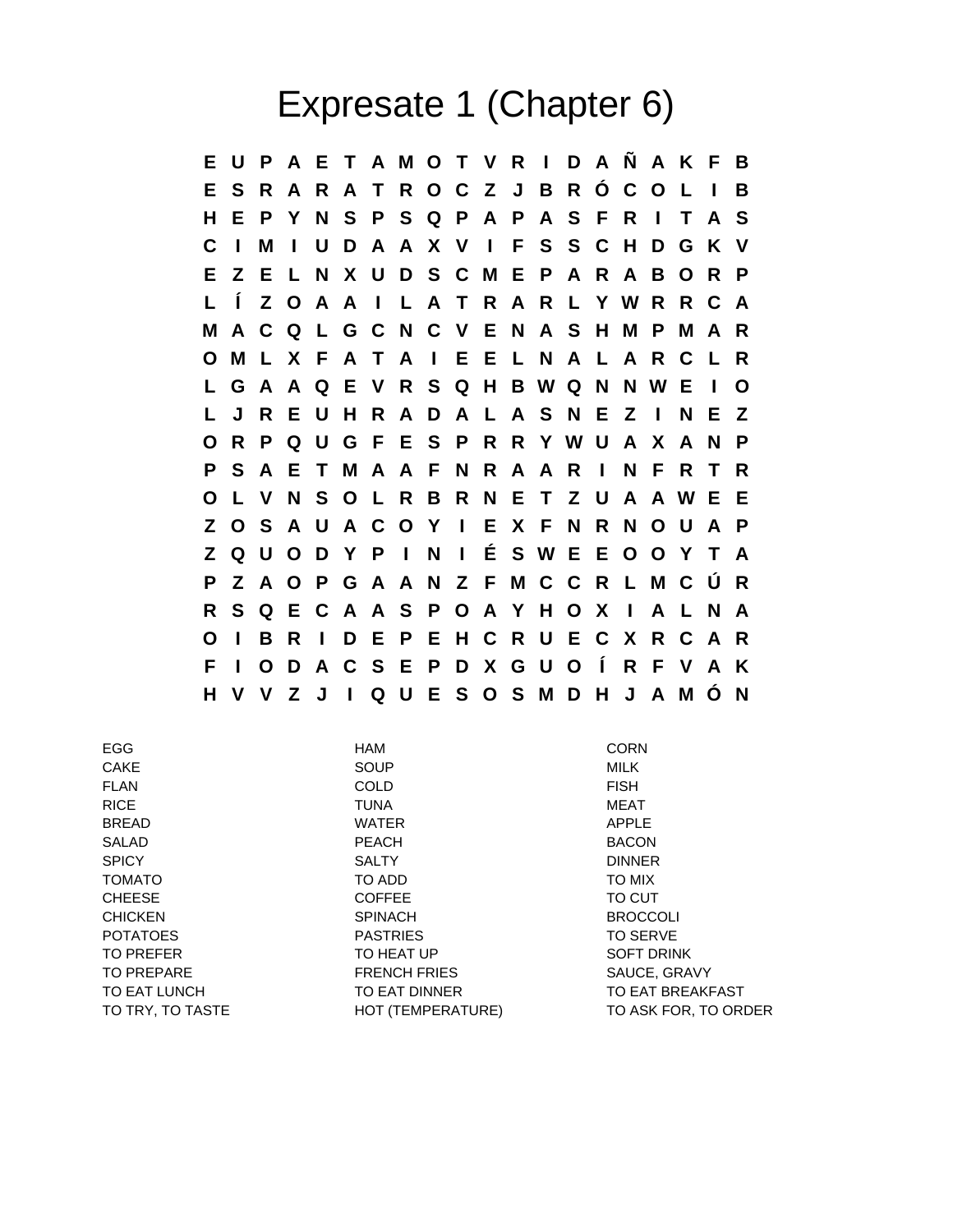# Expresate 1 (Chapter 6)

```
E U P A E T A M O T V R I D A Ñ A K F B
E S R A R A T R O C Z J B R Ó C O L I B
H E P Y N S P S Q P A P A S F R I T A S
C I M I U D A A X V I F S S C H D G K V
E Z E L N X U D S C M E P A R A B O R P
L Í Z O A A I L A T R A R L Y W R R C A
M A C Q L G C N C V E N A S H M P M A R
O M L X F A T A I E E L N A L A R C L R
L G A A Q E V R S Q H B W Q N N W E I O
L J R E U H R A D A L A S N E Z I N E Z
O R P Q U G F E S P R R Y W U A X A N P
P S A E T M A A F N R A A R I N F R T R
O L V N S O L R B R N E T Z U A A W E E
Z O S A U A C O Y I E X F N R N O U A P
Z Q U O D Y P I N I É S W E E O O Y T A
P Z A O P G A A N Z F M C C R L M C Ú R
R S Q E C A A S P O A Y H O X I A L N A
O I B R I D E P E H C R U E C X R C A R
F I O D A C S E P D X G U O Í R F V A K
H V V Z J I Q U E S O S M D H J A M Ó N
```

| | | |
|---|---|---|
| EGG | HAM | CORN |
| CAKE | SOUP | MILK |
| FLAN | COLD | FISH |
| RICE | TUNA | MEAT |
| BREAD | WATER | APPLE |
| SALAD | PEACH | BACON |
| SPICY | SALTY | DINNER |
| TOMATO | TO ADD | TO MIX |
| CHEESE | COFFEE | TO CUT |
| CHICKEN | SPINACH | BROCCOLI |
| POTATOES | PASTRIES | TO SERVE |
| TO PREFER | TO HEAT UP | SOFT DRINK |
| TO PREPARE | FRENCH FRIES | SAUCE, GRAVY |
| TO EAT LUNCH | TO EAT DINNER | TO EAT BREAKFAST |
| TO TRY, TO TASTE | HOT (TEMPERATURE) | TO ASK FOR, TO ORDER |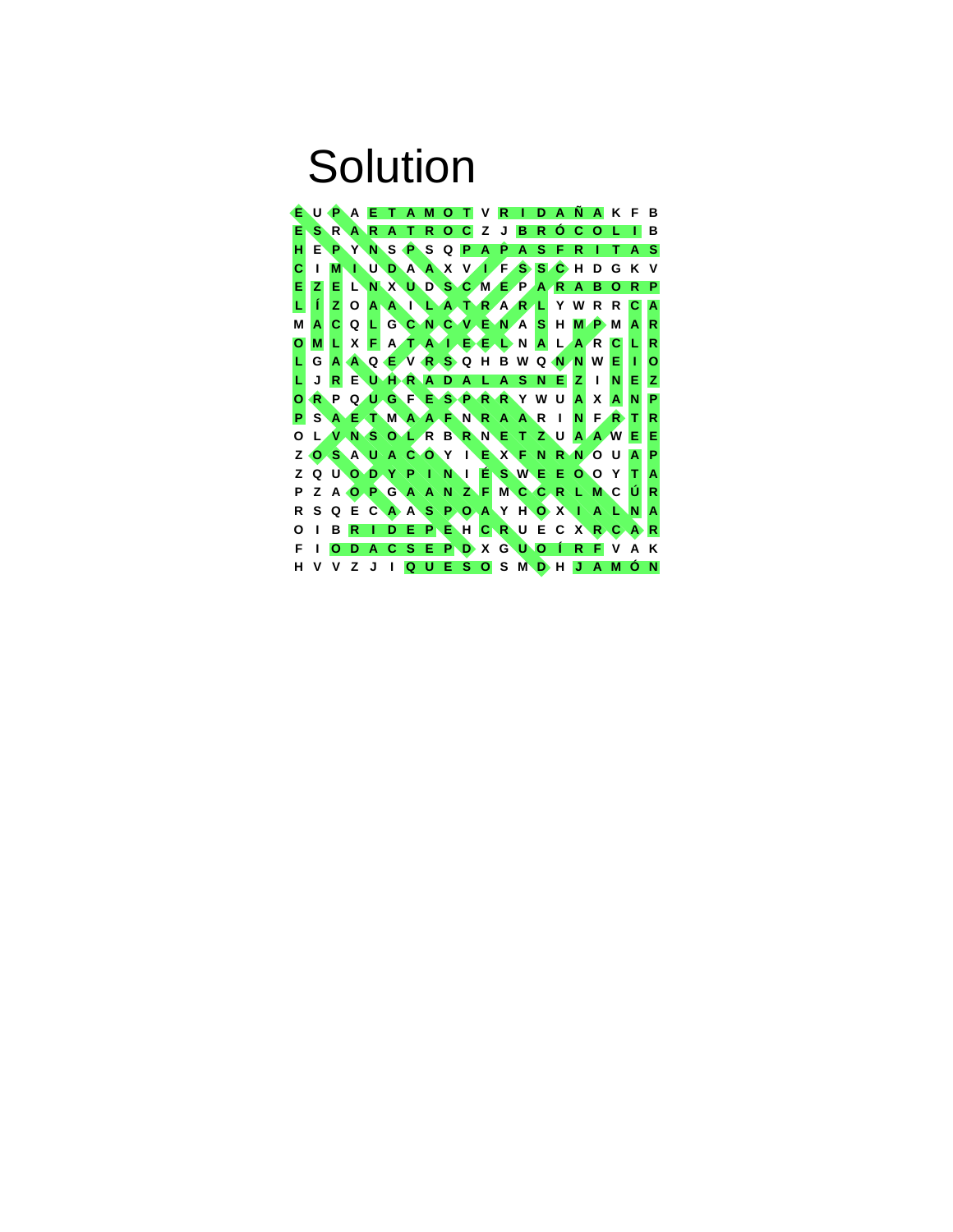# Solution

| | | | | | | | | | | | | | | | | | | | |
|---|---|---|---|---|---|---|---|---|---|---|---|---|---|---|---|---|---|---|---|
| E | U | P | A | E | T | A | M | O | T | V | R | I | D | A | Ñ | A | K | F | B |
| E | S | R | A | R | A | T | R | O | C | Z | J | B | R | Ó | C | O | L | I | B |
| H | E | P | Y | N | S | P | S | Q | P | A | P | A | S | F | R | I | T | A | S |
| C | I | M | I | U | D | A | A | X | V | I | F | S | S | C | H | D | G | K | V |
| E | Z | E | L | N | X | U | D | S | C | M | E | P | A | R | A | B | O | R | P |
| L | Í | Z | O | A | A | I | L | A | T | R | A | R | L | Y | W | R | R | C | A |
| M | A | C | Q | L | G | C | N | C | V | E | N | A | S | H | M | P | M | A | R |
| O | M | L | X | F | A | T | A | I | E | E | L | N | A | L | A | R | C | L | R |
| L | G | A | A | Q | E | V | R | S | Q | H | B | W | Q | N | N | W | E | I | O |
| L | J | R | E | U | H | R | A | D | A | L | A | S | N | E | Z | I | N | E | Z |
| O | R | P | Q | U | G | F | E | S | P | R | R | Y | W | U | A | X | A | N | P |
| P | S | A | E | T | M | A | A | F | N | R | A | A | R | I | N | F | R | T | R |
| O | L | V | N | S | O | L | R | B | R | N | E | T | Z | U | A | A | W | E | E |
| Z | O | S | A | U | A | C | O | Y | I | E | X | F | N | R | N | O | U | A | P |
| Z | Q | U | O | D | Y | P | I | N | I | É | S | W | E | E | O | O | Y | T | A |
| P | Z | A | O | P | G | A | A | N | Z | F | M | C | C | R | L | M | C | Ú | R |
| R | S | Q | E | C | A | A | S | P | O | A | Y | H | O | X | I | A | L | N | A |
| O | I | B | R | I | D | E | P | E | H | C | R | U | E | C | X | R | C | A | R |
| F | I | O | D | A | C | S | E | P | D | X | G | U | O | Í | R | F | V | A | K |
| H | V | V | Z | J | I | Q | U | E | S | O | S | M | D | H | J | A | M | Ó | N |